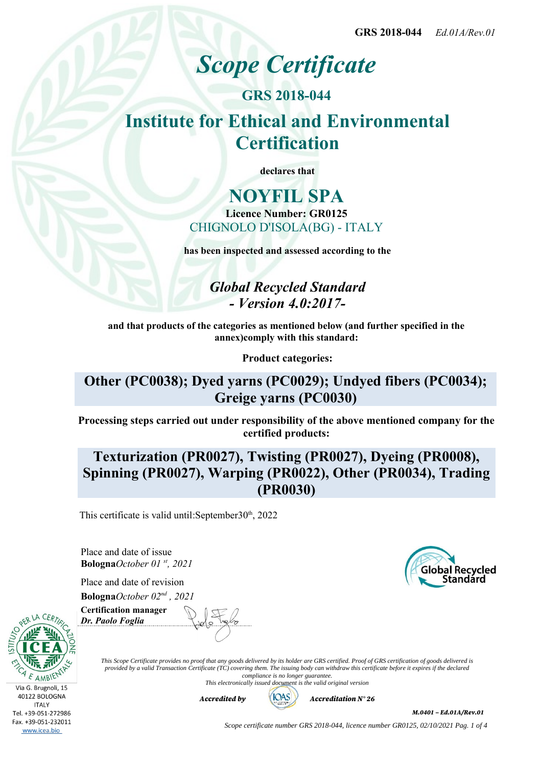GRS 2018-044 *Ed.01A/Rev.01*

# *Scope Certificate*

## GRS 2018-044

## Institute for Ethical and Environmental Certification

**declares that**

## NOYFIL SPA

**Licence Number: GR0125**

CHIGNOLO D'ISOLA(BG) - ITALY

**has been inspected and assessed according to the**

### *Global Recycled Standard - Version 4.0:2017-*

**and that products of the categories as mentioned below (and further specified in the annex)comply with this standard:**

**Product categories:**

**Other (PC0038); Dyed yarns (PC0029); Undyed fibers (PC0034); Greige yarns (PC0030)**

**Processing steps carried out under responsibility of the above mentioned company for the certified products:**

**Texturization (PR0027), Twisting (PR0027), Dyeing (PR0008), Spinning (PR0027), Warping (PR0022), Other (PR0034), Trading (PR0030)**

This certificate is valid until:September30th, 2022

Place and date of issue
**Bologna***October 01 st, 2021*

Place and date of revision
**Bologna***October 02nd , 2021*

**Certification manager**
***Dr. Paolo Foglia***

Global Recycled Standard

Via G. Brugnoli, 15
40122 BOLOGNA
ITALY
Tel. +39-051-272986
Fax. +39-051-232011
www.icea.bio

*This Scope Certificate provides no proof that any goods delivered by its holder are GRS certified. Proof of GRS certification of goods delivered is provided by a valid Transaction Certificate (TC) covering them. The issuing body can withdraw this certificate before it expires if the declared compliance is no longer guarantee.*
*This electronically issued document is the valid original version*

***Accredited by*** IOAS ***Accreditation N° 26***

***M.0401 – Ed.01A/Rev.01***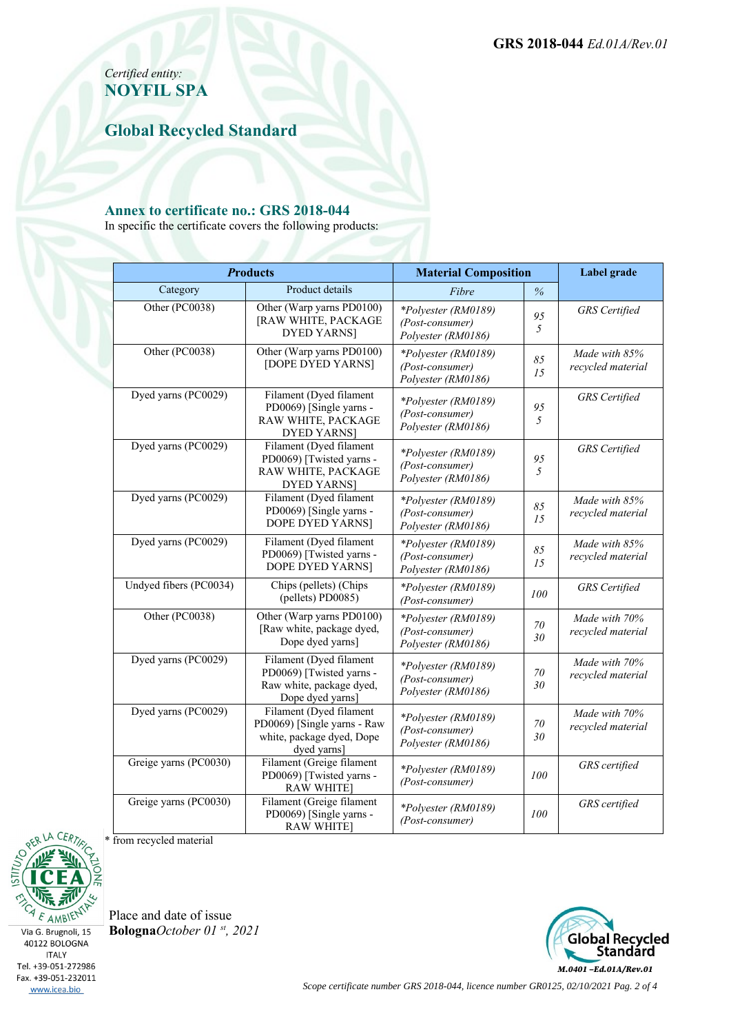GRS 2018-044 *Ed.01A/Rev.01*

*Certified entity:*
**NOYFIL SPA**

## Global Recycled Standard

### Annex to certificate no.: GRS 2018-044

In specific the certificate covers the following products:

| ***P**roducts* | | **Material Composition** | | **Label grade** |
|---|---|---|---|---|
| Category | Product details | *Fibre* | *%* | |
| Other (PC0038) | Other (Warp yarns PD0100) [RAW WHITE, PACKAGE DYED YARNS] | *\*Polyester (RM0189) (Post-consumer)*<br>*Polyester (RM0186)* | *95*<br>*5* | *GRS Certified* |
| Other (PC0038) | Other (Warp yarns PD0100) [DOPE DYED YARNS] | *\*Polyester (RM0189) (Post-consumer)*<br>*Polyester (RM0186)* | *85*<br>*15* | *Made with 85% recycled material* |
| Dyed yarns (PC0029) | Filament (Dyed filament PD0069) [Single yarns - RAW WHITE, PACKAGE DYED YARNS] | *\*Polyester (RM0189) (Post-consumer)*<br>*Polyester (RM0186)* | *95*<br>*5* | *GRS Certified* |
| Dyed yarns (PC0029) | Filament (Dyed filament PD0069) [Twisted yarns - RAW WHITE, PACKAGE DYED YARNS] | *\*Polyester (RM0189) (Post-consumer)*<br>*Polyester (RM0186)* | *95*<br>*5* | *GRS Certified* |
| Dyed yarns (PC0029) | Filament (Dyed filament PD0069) [Single yarns - DOPE DYED YARNS] | *\*Polyester (RM0189) (Post-consumer)*<br>*Polyester (RM0186)* | *85*<br>*15* | *Made with 85% recycled material* |
| Dyed yarns (PC0029) | Filament (Dyed filament PD0069) [Twisted yarns - DOPE DYED YARNS] | *\*Polyester (RM0189) (Post-consumer)*<br>*Polyester (RM0186)* | *85*<br>*15* | *Made with 85% recycled material* |
| Undyed fibers (PC0034) | Chips (pellets) (Chips (pellets) PD0085) | *\*Polyester (RM0189) (Post-consumer)* | *100* | *GRS Certified* |
| Other (PC0038) | Other (Warp yarns PD0100) [Raw white, package dyed, Dope dyed yarns] | *\*Polyester (RM0189) (Post-consumer)*<br>*Polyester (RM0186)* | *70*<br>*30* | *Made with 70% recycled material* |
| Dyed yarns (PC0029) | Filament (Dyed filament PD0069) [Twisted yarns - Raw white, package dyed, Dope dyed yarns] | *\*Polyester (RM0189) (Post-consumer)*<br>*Polyester (RM0186)* | *70*<br>*30* | *Made with 70% recycled material* |
| Dyed yarns (PC0029) | Filament (Dyed filament PD0069) [Single yarns - Raw white, package dyed, Dope dyed yarns] | *\*Polyester (RM0189) (Post-consumer)*<br>*Polyester (RM0186)* | *70*<br>*30* | *Made with 70% recycled material* |
| Greige yarns (PC0030) | Filament (Greige filament PD0069) [Twisted yarns - RAW WHITE] | *\*Polyester (RM0189) (Post-consumer)* | *100* | *GRS certified* |
| Greige yarns (PC0030) | Filament (Greige filament PD0069) [Single yarns - RAW WHITE] | *\*Polyester (RM0189) (Post-consumer)* | *100* | *GRS certified* |

\* from recycled material

Place and date of issue
**Bologna***October 01 st, 2021*

Via G. Brugnoli, 15
40122 BOLOGNA
ITALY
Tel. +39-051-272986
Fax. +39-051-232011
www.icea.bio

*M.0401 –Ed.01A/Rev.01*

*Scope certificate number GRS 2018-044, licence number GR0125, 02/10/2021*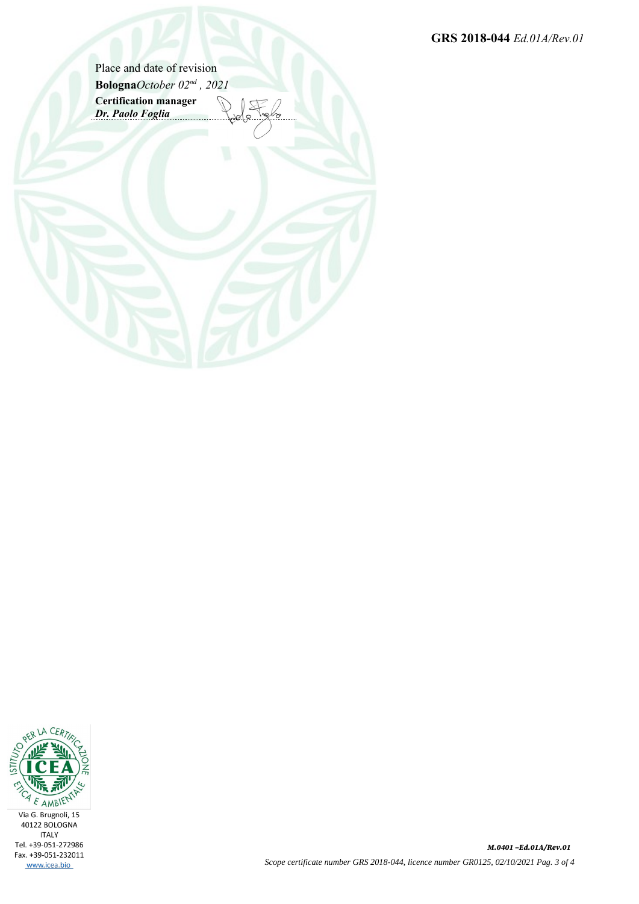Place and date of revision

**Bologna***October 02nd , 2021*

**Certification manager**
***Dr. Paolo Foglia***

Via G. Brugnoli, 15
40122 BOLOGNA
ITALY
Tel. +39-051-272986
Fax. +39-051-232011
www.icea.bio

*Scope certificate number GRS 2018-044, licence number GR0125, 02/10/2021*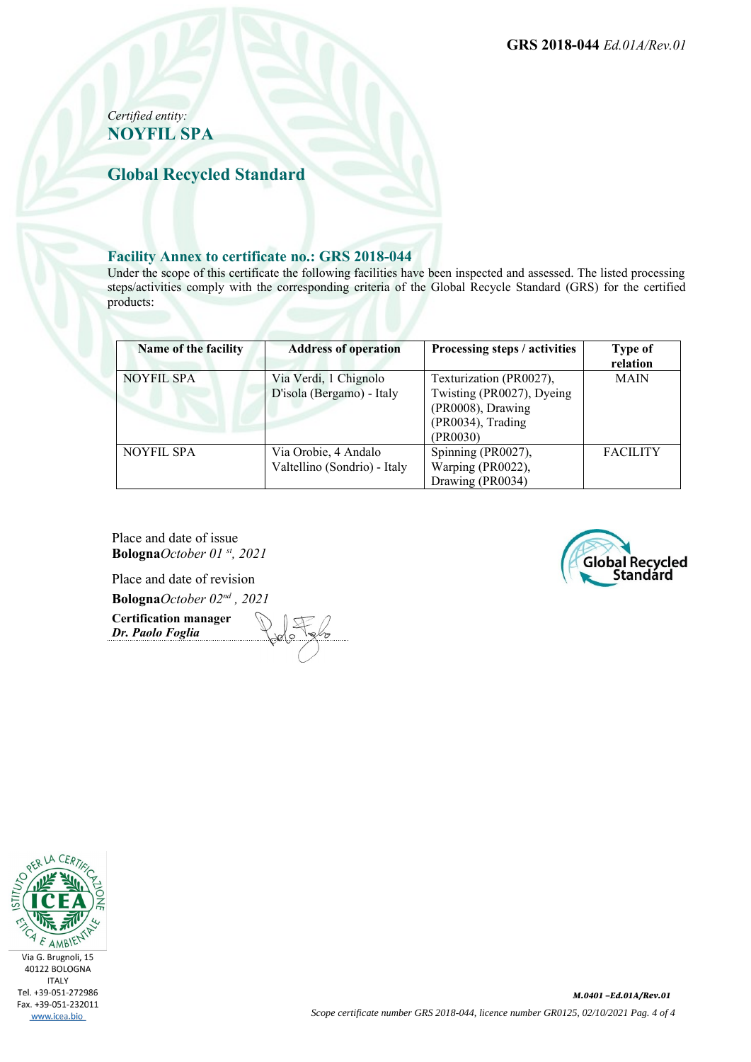*Certified entity:*
**NOYFIL SPA**

## Global Recycled Standard

### Facility Annex to certificate no.: GRS 2018-044

Under the scope of this certificate the following facilities have been inspected and assessed. The listed processing steps/activities comply with the corresponding criteria of the Global Recycle Standard (GRS) for the certified products:

| Name of the facility | Address of operation | Processing steps / activities | Type of relation |
|---|---|---|---|
| NOYFIL SPA | Via Verdi, 1 Chignolo D'isola (Bergamo) - Italy | Texturization (PR0027), Twisting (PR0027), Dyeing (PR0008), Drawing (PR0034), Trading (PR0030) | MAIN |
| NOYFIL SPA | Via Orobie, 4 Andalo Valtellino (Sondrio) - Italy | Spinning (PR0027), Warping (PR0022), Drawing (PR0034) | FACILITY |

Place and date of issue
**Bologna***October 01 st, 2021*

Place and date of revision
**Bologna***October 02nd , 2021*

**Certification manager**
***Dr. Paolo Foglia***

Via G. Brugnoli, 15
40122 BOLOGNA
ITALY
Tel. +39-051-272986
Fax. +39-051-232011
www.icea.bio

*M.0401 –Ed.01A/Rev.01*

*Scope certificate number GRS 2018-044, licence number GR0125, 02/10/2021*